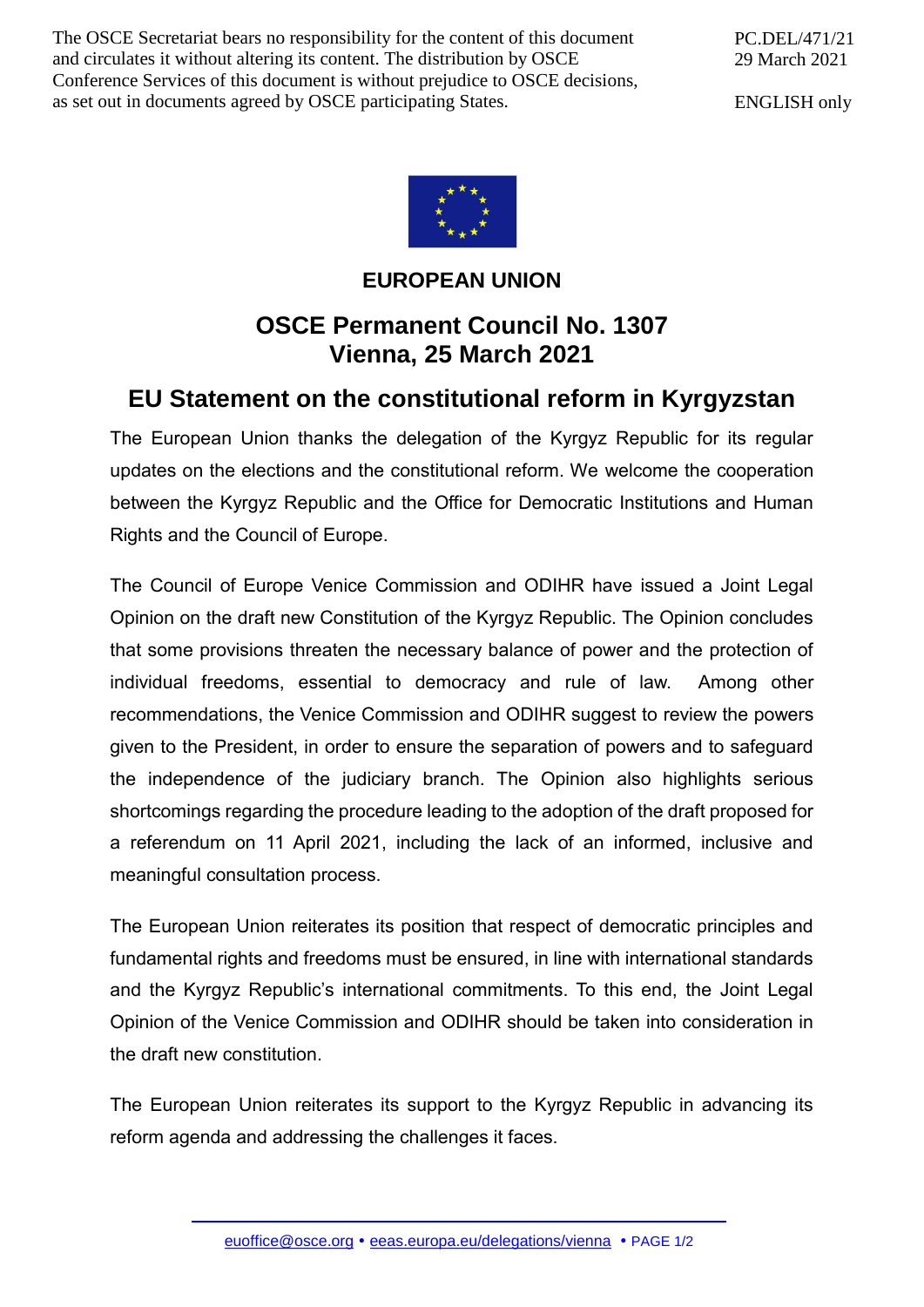The OSCE Secretariat bears no responsibility for the content of this document and circulates it without altering its content. The distribution by OSCE Conference Services of this document is without prejudice to OSCE decisions, as set out in documents agreed by OSCE participating States.

PC.DEL/471/21
29 March 2021

ENGLISH only

**EUROPEAN UNION**

## OSCE Permanent Council No. 1307
## Vienna, 25 March 2021

# EU Statement on the constitutional reform in Kyrgyzstan

The European Union thanks the delegation of the Kyrgyz Republic for its regular updates on the elections and the constitutional reform. We welcome the cooperation between the Kyrgyz Republic and the Office for Democratic Institutions and Human Rights and the Council of Europe.

The Council of Europe Venice Commission and ODIHR have issued a Joint Legal Opinion on the draft new Constitution of the Kyrgyz Republic. The Opinion concludes that some provisions threaten the necessary balance of power and the protection of individual freedoms, essential to democracy and rule of law. Among other recommendations, the Venice Commission and ODIHR suggest to review the powers given to the President, in order to ensure the separation of powers and to safeguard the independence of the judiciary branch. The Opinion also highlights serious shortcomings regarding the procedure leading to the adoption of the draft proposed for a referendum on 11 April 2021, including the lack of an informed, inclusive and meaningful consultation process.

The European Union reiterates its position that respect of democratic principles and fundamental rights and freedoms must be ensured, in line with international standards and the Kyrgyz Republic's international commitments. To this end, the Joint Legal Opinion of the Venice Commission and ODIHR should be taken into consideration in the draft new constitution.

The European Union reiterates its support to the Kyrgyz Republic in advancing its reform agenda and addressing the challenges it faces.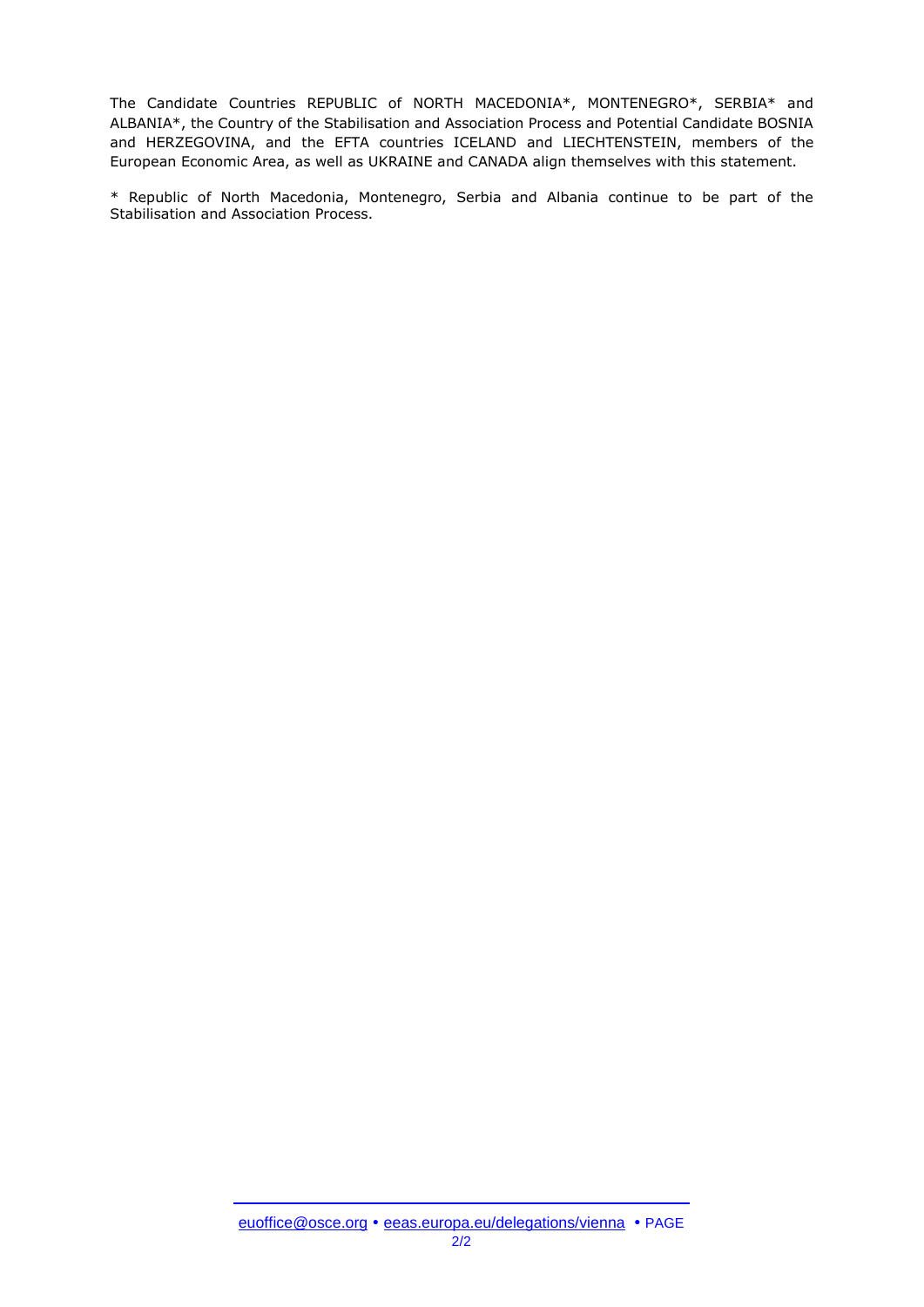The Candidate Countries REPUBLIC of NORTH MACEDONIA*, MONTENEGRO*, SERBIA* and ALBANIA*, the Country of the Stabilisation and Association Process and Potential Candidate BOSNIA and HERZEGOVINA, and the EFTA countries ICELAND and LIECHTENSTEIN, members of the European Economic Area, as well as UKRAINE and CANADA align themselves with this statement.

* Republic of North Macedonia, Montenegro, Serbia and Albania continue to be part of the Stabilisation and Association Process.